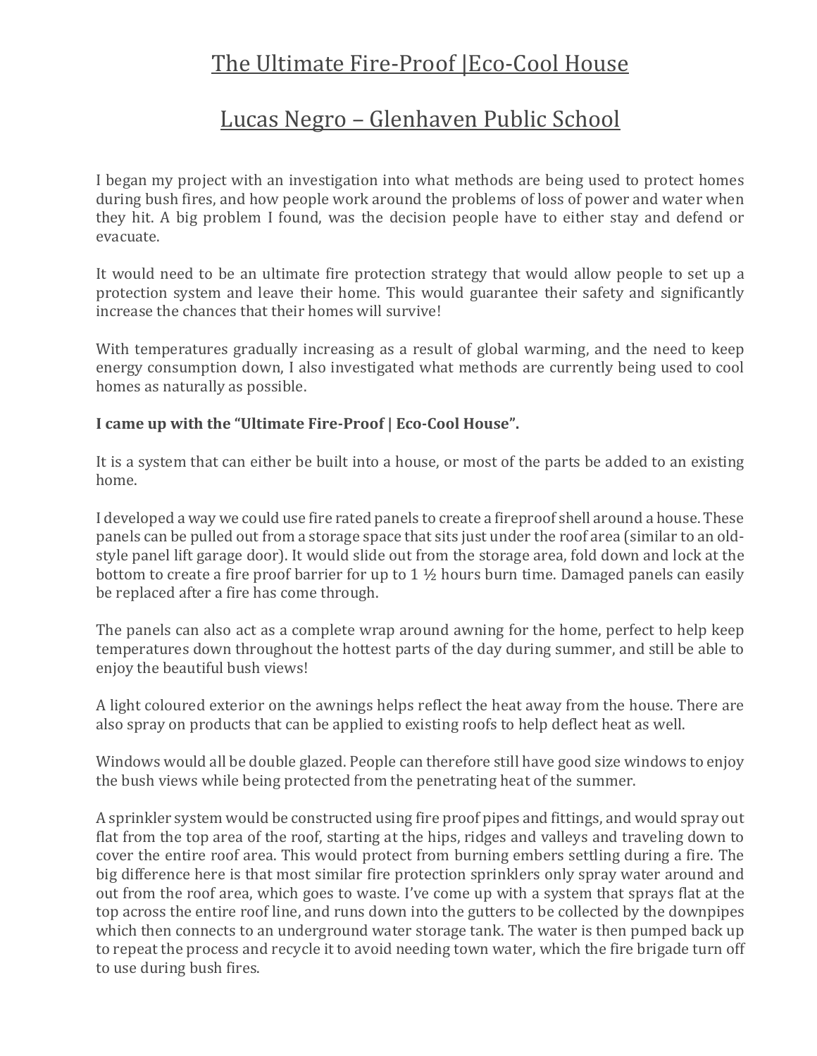# The Ultimate Fire-Proof |Eco-Cool House

## Lucas Negro – Glenhaven Public School

I began my project with an investigation into what methods are being used to protect homes during bush fires, and how people work around the problems of loss of power and water when they hit. A big problem I found, was the decision people have to either stay and defend or evacuate.

It would need to be an ultimate fire protection strategy that would allow people to set up a protection system and leave their home. This would guarantee their safety and significantly increase the chances that their homes will survive!

With temperatures gradually increasing as a result of global warming, and the need to keep energy consumption down, I also investigated what methods are currently being used to cool homes as naturally as possible.

**I came up with the "Ultimate Fire-Proof | Eco-Cool House".**

It is a system that can either be built into a house, or most of the parts be added to an existing home.

I developed a way we could use fire rated panels to create a fireproof shell around a house. These panels can be pulled out from a storage space that sits just under the roof area (similar to an old-style panel lift garage door). It would slide out from the storage area, fold down and lock at the bottom to create a fire proof barrier for up to 1 ½ hours burn time. Damaged panels can easily be replaced after a fire has come through.

The panels can also act as a complete wrap around awning for the home, perfect to help keep temperatures down throughout the hottest parts of the day during summer, and still be able to enjoy the beautiful bush views!

A light coloured exterior on the awnings helps reflect the heat away from the house. There are also spray on products that can be applied to existing roofs to help deflect heat as well.

Windows would all be double glazed. People can therefore still have good size windows to enjoy the bush views while being protected from the penetrating heat of the summer.

A sprinkler system would be constructed using fire proof pipes and fittings, and would spray out flat from the top area of the roof, starting at the hips, ridges and valleys and traveling down to cover the entire roof area. This would protect from burning embers settling during a fire. The big difference here is that most similar fire protection sprinklers only spray water around and out from the roof area, which goes to waste. I've come up with a system that sprays flat at the top across the entire roof line, and runs down into the gutters to be collected by the downpipes which then connects to an underground water storage tank. The water is then pumped back up to repeat the process and recycle it to avoid needing town water, which the fire brigade turn off to use during bush fires.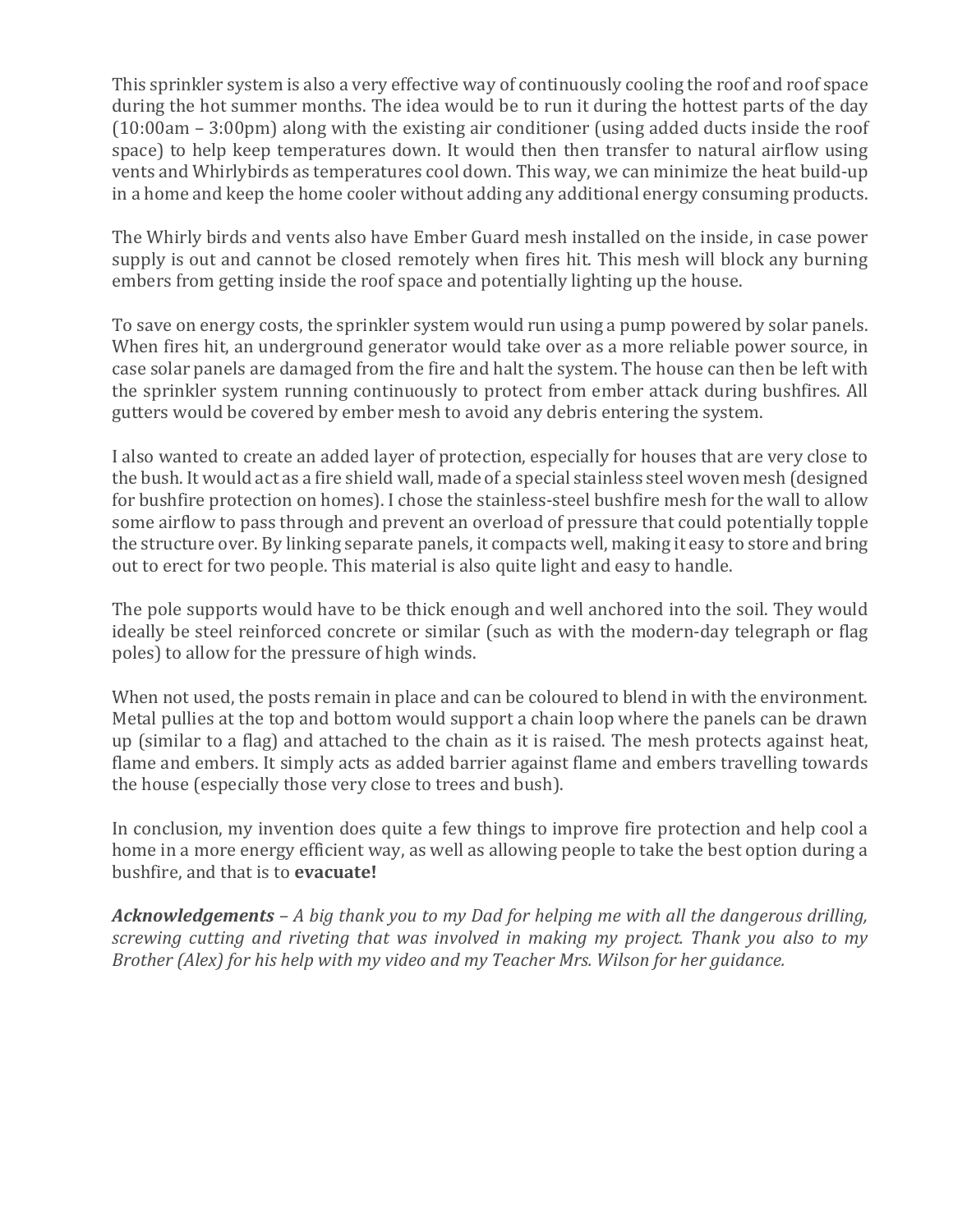This sprinkler system is also a very effective way of continuously cooling the roof and roof space during the hot summer months. The idea would be to run it during the hottest parts of the day (10:00am – 3:00pm) along with the existing air conditioner (using added ducts inside the roof space) to help keep temperatures down. It would then then transfer to natural airflow using vents and Whirlybirds as temperatures cool down. This way, we can minimize the heat build-up in a home and keep the home cooler without adding any additional energy consuming products.

The Whirly birds and vents also have Ember Guard mesh installed on the inside, in case power supply is out and cannot be closed remotely when fires hit. This mesh will block any burning embers from getting inside the roof space and potentially lighting up the house.

To save on energy costs, the sprinkler system would run using a pump powered by solar panels. When fires hit, an underground generator would take over as a more reliable power source, in case solar panels are damaged from the fire and halt the system. The house can then be left with the sprinkler system running continuously to protect from ember attack during bushfires. All gutters would be covered by ember mesh to avoid any debris entering the system.

I also wanted to create an added layer of protection, especially for houses that are very close to the bush. It would act as a fire shield wall, made of a special stainless steel woven mesh (designed for bushfire protection on homes). I chose the stainless-steel bushfire mesh for the wall to allow some airflow to pass through and prevent an overload of pressure that could potentially topple the structure over. By linking separate panels, it compacts well, making it easy to store and bring out to erect for two people. This material is also quite light and easy to handle.

The pole supports would have to be thick enough and well anchored into the soil. They would ideally be steel reinforced concrete or similar (such as with the modern-day telegraph or flag poles) to allow for the pressure of high winds.

When not used, the posts remain in place and can be coloured to blend in with the environment. Metal pullies at the top and bottom would support a chain loop where the panels can be drawn up (similar to a flag) and attached to the chain as it is raised. The mesh protects against heat, flame and embers. It simply acts as added barrier against flame and embers travelling towards the house (especially those very close to trees and bush).

In conclusion, my invention does quite a few things to improve fire protection and help cool a home in a more energy efficient way, as well as allowing people to take the best option during a bushfire, and that is to **evacuate!**

***Acknowledgements*** *– A big thank you to my Dad for helping me with all the dangerous drilling, screwing cutting and riveting that was involved in making my project. Thank you also to my Brother (Alex) for his help with my video and my Teacher Mrs. Wilson for her guidance.*